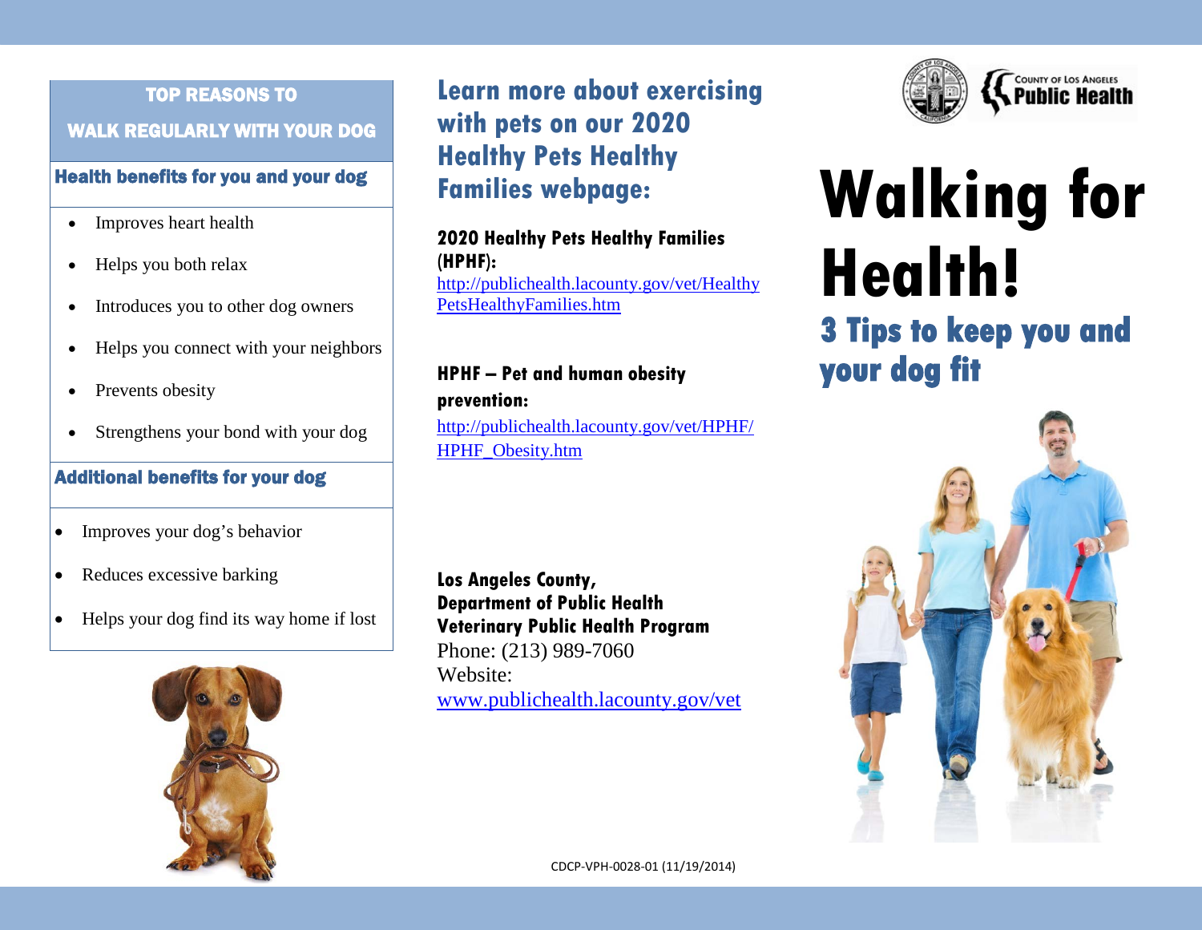## TOP REASONS TO WALK REGULARLY WITH YOUR DOG

### Health benefits for you and your dog

- Improves heart health
- Helps you both relax
- Introduces you to other dog owners
- Helps you connect with your neighbors
- Prevents obesity
- Strengthens your bond with your dog

### Additional benefits for your dog

- Improves your dog's behavior
- Reduces excessive barking
- Helps your dog find its way home if lost

## Learn more about exercising with pets on our 2020 Healthy Pets Healthy Families webpage:

**2020 Healthy Pets Healthy Families (HPHF):**
http://publichealth.lacounty.gov/vet/HealthyPetsHealthyFamilies.htm

**HPHF – Pet and human obesity prevention:**
http://publichealth.lacounty.gov/vet/HPHF/HPHF_Obesity.htm

**Los Angeles County,**
**Department of Public Health**
**Veterinary Public Health Program**
Phone: (213) 989-7060
Website:
www.publichealth.lacounty.gov/vet

CDCP-VPH-0028-01 (11/19/2014)

County of Los Angeles Public Health

# Walking for Health!

## 3 Tips to keep you and your dog fit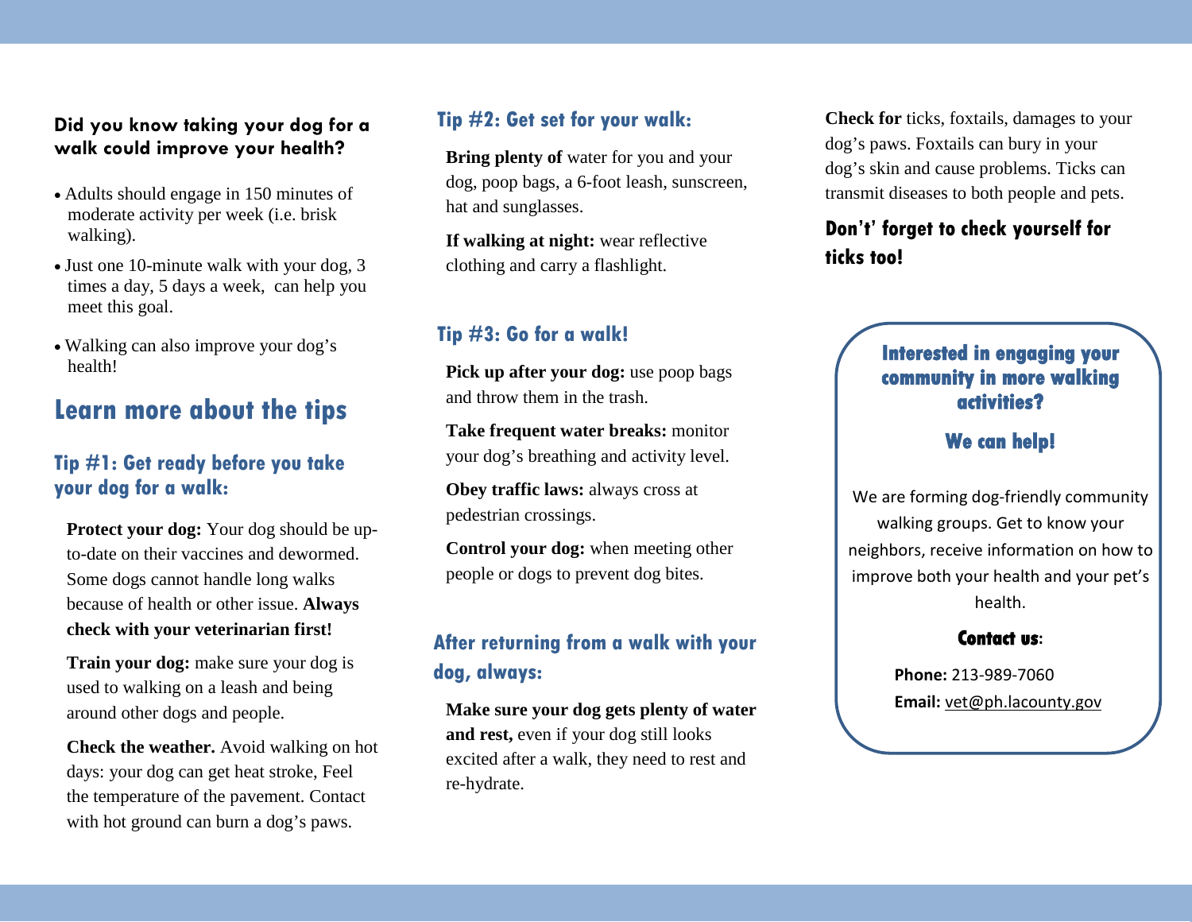**Did you know taking your dog for a walk could improve your health?**

- Adults should engage in 150 minutes of moderate activity per week (i.e. brisk walking).
- Just one 10-minute walk with your dog, 3 times a day, 5 days a week, can help you meet this goal.
- Walking can also improve your dog's health!

## Learn more about the tips

### Tip #1: Get ready before you take your dog for a walk:

**Protect your dog:** Your dog should be up-to-date on their vaccines and dewormed. Some dogs cannot handle long walks because of health or other issue. **Always check with your veterinarian first!**

**Train your dog:** make sure your dog is used to walking on a leash and being around other dogs and people.

**Check the weather.** Avoid walking on hot days: your dog can get heat stroke, Feel the temperature of the pavement. Contact with hot ground can burn a dog's paws.

### Tip #2: Get set for your walk:

**Bring plenty of** water for you and your dog, poop bags, a 6-foot leash, sunscreen, hat and sunglasses.

**If walking at night:** wear reflective clothing and carry a flashlight.

### Tip #3: Go for a walk!

**Pick up after your dog:** use poop bags and throw them in the trash.

**Take frequent water breaks:** monitor your dog's breathing and activity level.

**Obey traffic laws:** always cross at pedestrian crossings.

**Control your dog:** when meeting other people or dogs to prevent dog bites.

### After returning from a walk with your dog, always:

**Make sure your dog gets plenty of water and rest,** even if your dog still looks excited after a walk, they need to rest and re-hydrate.

**Check for** ticks, foxtails, damages to your dog's paws. Foxtails can bury in your dog's skin and cause problems. Ticks can transmit diseases to both people and pets.

**Don't' forget to check yourself for ticks too!**

**Interested in engaging your community in more walking activities?**

**We can help!**

We are forming dog-friendly community walking groups. Get to know your neighbors, receive information on how to improve both your health and your pet's health.

**Contact us:**

**Phone:** 213-989-7060

**Email:** vet@ph.lacounty.gov